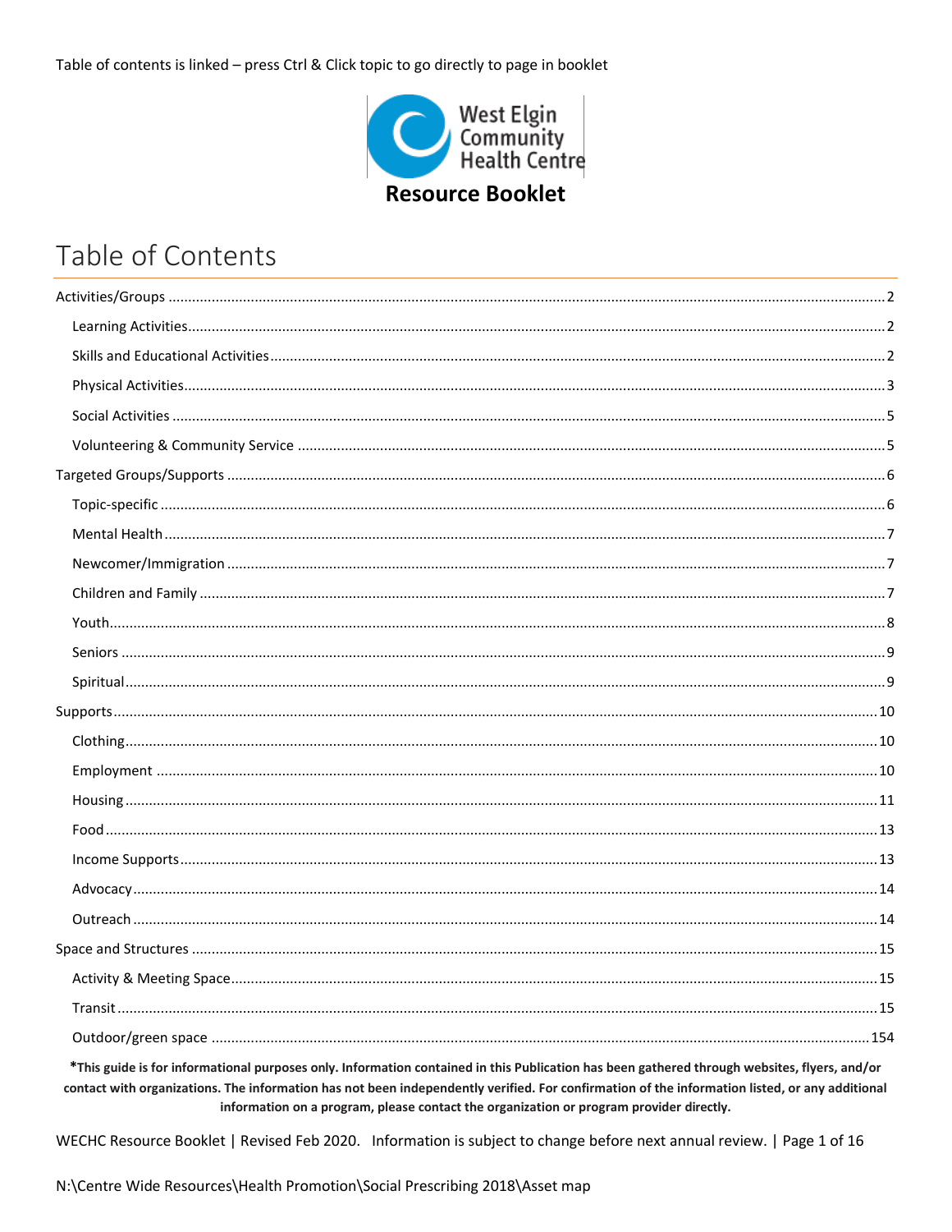Table of contents is linked – press Ctrl & Click topic to go directly to page in booklet

West Elgin Community Health Centre

**Resource Booklet**

# Table of Contents

Activities/Groups ........ 2

- Learning Activities ........ 2
- Skills and Educational Activities ........ 2
- Physical Activities ........ 3
- Social Activities ........ 5
- Volunteering & Community Service ........ 5

Targeted Groups/Supports ........ 6

- Topic-specific ........ 6
- Mental Health ........ 7
- Newcomer/Immigration ........ 7
- Children and Family ........ 7
- Youth ........ 8
- Seniors ........ 9
- Spiritual ........ 9

Supports ........ 10

- Clothing ........ 10
- Employment ........ 10
- Housing ........ 11
- Food ........ 13
- Income Supports ........ 13
- Advocacy ........ 14
- Outreach ........ 14

Space and Structures ........ 15

- Activity & Meeting Space ........ 15
- Transit ........ 15
- Outdoor/green space ........ 154

***This guide is for informational purposes only. Information contained in this Publication has been gathered through websites, flyers, and/or contact with organizations. The information has not been independently verified. For confirmation of the information listed, or any additional information on a program, please contact the organization or program provider directly.**

WECHC Resource Booklet | Revised Feb 2020. Information is subject to change before next annual review.

N:\Centre Wide Resources\Health Promotion\Social Prescribing 2018\Asset map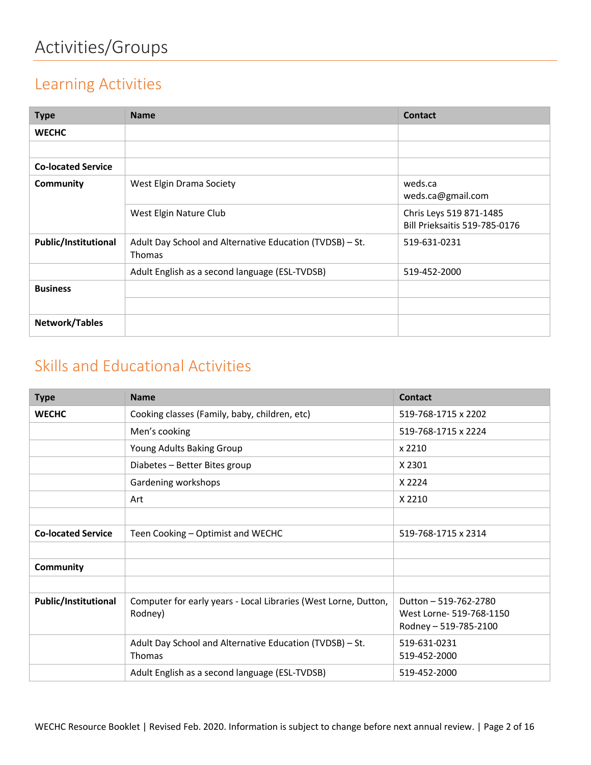# Activities/Groups

## Learning Activities

| Type | Name | Contact |
|---|---|---|
| **WECHC** | | |
| | | |
| **Co-located Service** | | |
| **Community** | West Elgin Drama Society | weds.ca<br>weds.ca@gmail.com |
| | West Elgin Nature Club | Chris Leys 519 871-1485<br>Bill Prieksaitis 519-785-0176 |
| **Public/Institutional** | Adult Day School and Alternative Education (TVDSB) – St. Thomas | 519-631-0231 |
| | Adult English as a second language (ESL-TVDSB) | 519-452-2000 |
| **Business** | | |
| | | |
| **Network/Tables** | | |

## Skills and Educational Activities

| Type | Name | Contact |
|---|---|---|
| **WECHC** | Cooking classes (Family, baby, children, etc) | 519-768-1715 x 2202 |
| | Men's cooking | 519-768-1715 x 2224 |
| | Young Adults Baking Group | x 2210 |
| | Diabetes – Better Bites group | X 2301 |
| | Gardening workshops | X 2224 |
| | Art | X 2210 |
| | | |
| **Co-located Service** | Teen Cooking – Optimist and WECHC | 519-768-1715 x 2314 |
| | | |
| **Community** | | |
| | | |
| **Public/Institutional** | Computer for early years - Local Libraries (West Lorne, Dutton, Rodney) | Dutton – 519-762-2780<br>West Lorne- 519-768-1150<br>Rodney – 519-785-2100 |
| | Adult Day School and Alternative Education (TVDSB) – St. Thomas | 519-631-0231<br>519-452-2000 |
| | Adult English as a second language (ESL-TVDSB) | 519-452-2000 |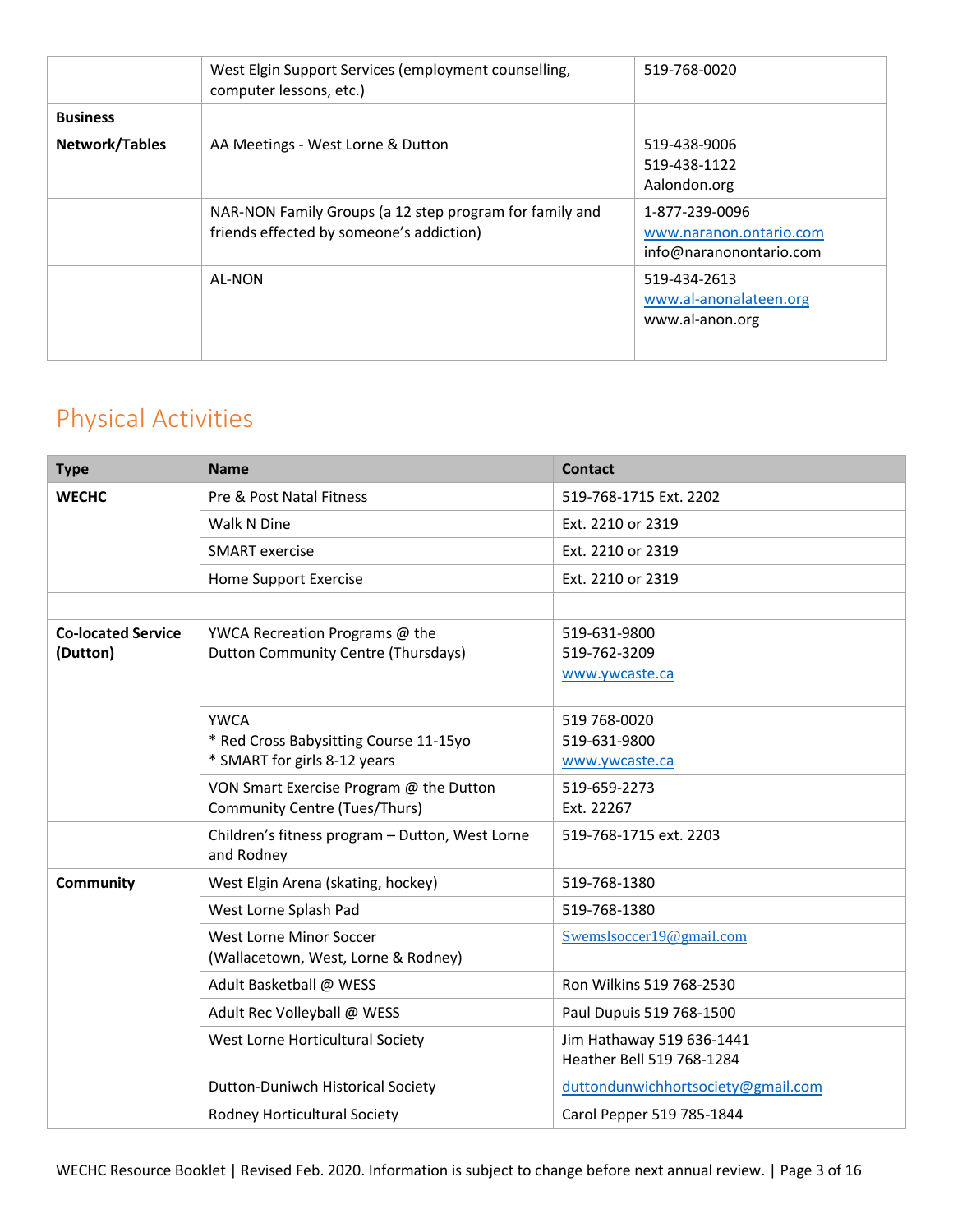| | | |
|---|---|---|
| | West Elgin Support Services (employment counselling, computer lessons, etc.) | 519-768-0020 |
| **Business** | | |
| **Network/Tables** | AA Meetings - West Lorne & Dutton | 519-438-9006<br>519-438-1122<br>Aalondon.org |
| | NAR-NON Family Groups (a 12 step program for family and friends effected by someone's addiction) | 1-877-239-0096<br>www.naranon.ontario.com<br>info@naranonontario.com |
| | AL-NON | 519-434-2613<br>www.al-anonalateen.org<br>www.al-anon.org |
| | | |

## Physical Activities

| Type | Name | Contact |
|---|---|---|
| **WECHC** | Pre & Post Natal Fitness | 519-768-1715 Ext. 2202 |
| | Walk N Dine | Ext. 2210 or 2319 |
| | SMART exercise | Ext. 2210 or 2319 |
| | Home Support Exercise | Ext. 2210 or 2319 |
| | | |
| **Co-located Service (Dutton)** | YWCA Recreation Programs @ the Dutton Community Centre (Thursdays) | 519-631-9800<br>519-762-3209<br>www.ywcaste.ca |
| | YWCA<br>* Red Cross Babysitting Course 11-15yo<br>* SMART for girls 8-12 years | 519 768-0020<br>519-631-9800<br>www.ywcaste.ca |
| | VON Smart Exercise Program @ the Dutton Community Centre (Tues/Thurs) | 519-659-2273<br>Ext. 22267 |
| | Children's fitness program – Dutton, West Lorne and Rodney | 519-768-1715 ext. 2203 |
| **Community** | West Elgin Arena (skating, hockey) | 519-768-1380 |
| | West Lorne Splash Pad | 519-768-1380 |
| | West Lorne Minor Soccer (Wallacetown, West, Lorne & Rodney) | Swemslsoccer19@gmail.com |
| | Adult Basketball @ WESS | Ron Wilkins 519 768-2530 |
| | Adult Rec Volleyball @ WESS | Paul Dupuis 519 768-1500 |
| | West Lorne Horticultural Society | Jim Hathaway 519 636-1441<br>Heather Bell 519 768-1284 |
| | Dutton-Duniwch Historical Society | duttondunwichhortsociety@gmail.com |
| | Rodney Horticultural Society | Carol Pepper 519 785-1844 |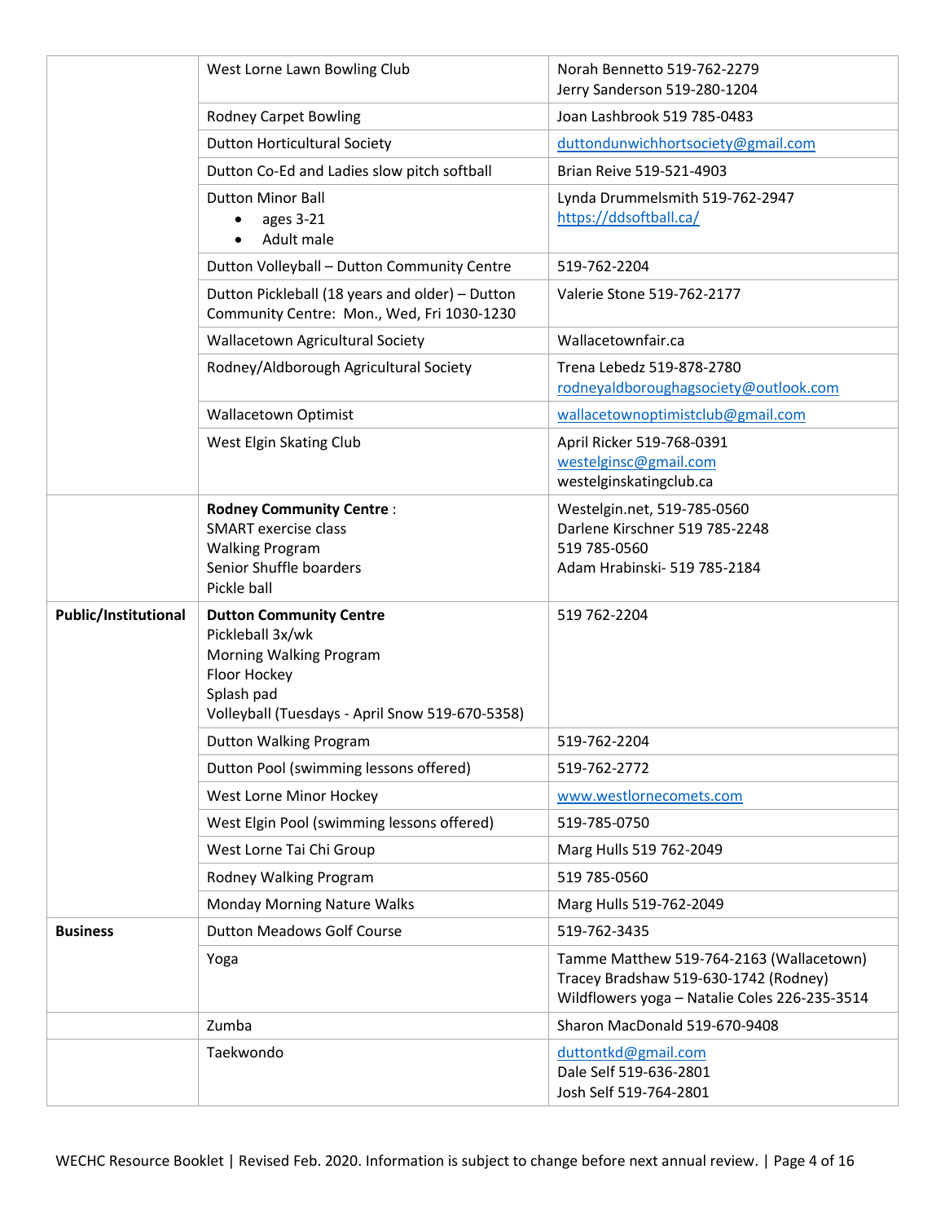| | | |
|---|---|---|
| | West Lorne Lawn Bowling Club | Norah Bennetto 519-762-2279<br>Jerry Sanderson 519-280-1204 |
| | Rodney Carpet Bowling | Joan Lashbrook 519 785-0483 |
| | Dutton Horticultural Society | duttondunwichhortsociety@gmail.com |
| | Dutton Co-Ed and Ladies slow pitch softball | Brian Reive 519-521-4903 |
| | Dutton Minor Ball<br>• ages 3-21<br>• Adult male | Lynda Drummelsmith 519-762-2947<br>https://ddsoftball.ca/ |
| | Dutton Volleyball – Dutton Community Centre | 519-762-2204 |
| | Dutton Pickleball (18 years and older) – Dutton Community Centre: Mon., Wed, Fri 1030-1230 | Valerie Stone 519-762-2177 |
| | Wallacetown Agricultural Society | Wallacetownfair.ca |
| | Rodney/Aldborough Agricultural Society | Trena Lebedz 519-878-2780<br>rodneyaldboroughagsociety@outlook.com |
| | Wallacetown Optimist | wallacetownoptimistclub@gmail.com |
| | West Elgin Skating Club | April Ricker 519-768-0391<br>westelginsc@gmail.com<br>westelginskatingclub.ca |
| | **Rodney Community Centre** :<br>SMART exercise class<br>Walking Program<br>Senior Shuffle boarders<br>Pickle ball | Westelgin.net, 519-785-0560<br>Darlene Kirschner 519 785-2248<br>519 785-0560<br>Adam Hrabinski- 519 785-2184 |
| **Public/Institutional** | **Dutton Community Centre**<br>Pickleball 3x/wk<br>Morning Walking Program<br>Floor Hockey<br>Splash pad<br>Volleyball (Tuesdays - April Snow 519-670-5358) | 519 762-2204 |
| | Dutton Walking Program | 519-762-2204 |
| | Dutton Pool (swimming lessons offered) | 519-762-2772 |
| | West Lorne Minor Hockey | www.westlornecomets.com |
| | West Elgin Pool (swimming lessons offered) | 519-785-0750 |
| | West Lorne Tai Chi Group | Marg Hulls 519 762-2049 |
| | Rodney Walking Program | 519 785-0560 |
| | Monday Morning Nature Walks | Marg Hulls 519-762-2049 |
| **Business** | Dutton Meadows Golf Course | 519-762-3435 |
| | Yoga | Tamme Matthew 519-764-2163 (Wallacetown)<br>Tracey Bradshaw 519-630-1742 (Rodney)<br>Wildflowers yoga – Natalie Coles 226-235-3514 |
| | Zumba | Sharon MacDonald 519-670-9408 |
| | Taekwondo | duttontkd@gmail.com<br>Dale Self 519-636-2801<br>Josh Self 519-764-2801 |

WECHC Resource Booklet | Revised Feb. 2020. Information is subject to change before next annual review.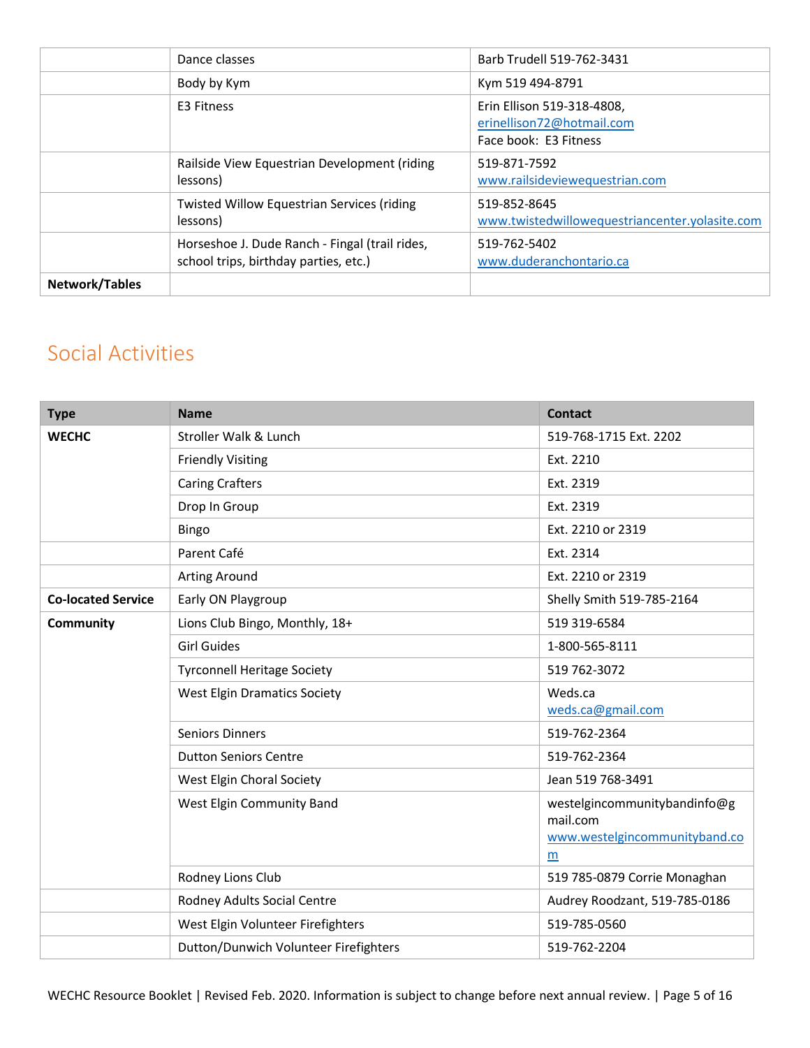| | | |
|---|---|---|
| | Dance classes | Barb Trudell 519-762-3431 |
| | Body by Kym | Kym 519 494-8791 |
| | E3 Fitness | Erin Ellison 519-318-4808, erinellison72@hotmail.com Face book: E3 Fitness |
| | Railside View Equestrian Development (riding lessons) | 519-871-7592 www.railsideviewequestrian.com |
| | Twisted Willow Equestrian Services (riding lessons) | 519-852-8645 www.twistedwillowequestriancenter.yolasite.com |
| | Horseshoe J. Dude Ranch - Fingal (trail rides, school trips, birthday parties, etc.) | 519-762-5402 www.duderanchontario.ca |
| **Network/Tables** | | |

## Social Activities

| Type | Name | Contact |
|---|---|---|
| **WECHC** | Stroller Walk & Lunch | 519-768-1715 Ext. 2202 |
| | Friendly Visiting | Ext. 2210 |
| | Caring Crafters | Ext. 2319 |
| | Drop In Group | Ext. 2319 |
| | Bingo | Ext. 2210 or 2319 |
| | Parent Café | Ext. 2314 |
| | Arting Around | Ext. 2210 or 2319 |
| **Co-located Service** | Early ON Playgroup | Shelly Smith 519-785-2164 |
| **Community** | Lions Club Bingo, Monthly, 18+ | 519 319-6584 |
| | Girl Guides | 1-800-565-8111 |
| | Tyrconnell Heritage Society | 519 762-3072 |
| | West Elgin Dramatics Society | Weds.ca weds.ca@gmail.com |
| | Seniors Dinners | 519-762-2364 |
| | Dutton Seniors Centre | 519-762-2364 |
| | West Elgin Choral Society | Jean 519 768-3491 |
| | West Elgin Community Band | westelgincommunitybandinfo@gmail.com www.westelgincommunityband.com |
| | Rodney Lions Club | 519 785-0879 Corrie Monaghan |
| | Rodney Adults Social Centre | Audrey Roodzant, 519-785-0186 |
| | West Elgin Volunteer Firefighters | 519-785-0560 |
| | Dutton/Dunwich Volunteer Firefighters | 519-762-2204 |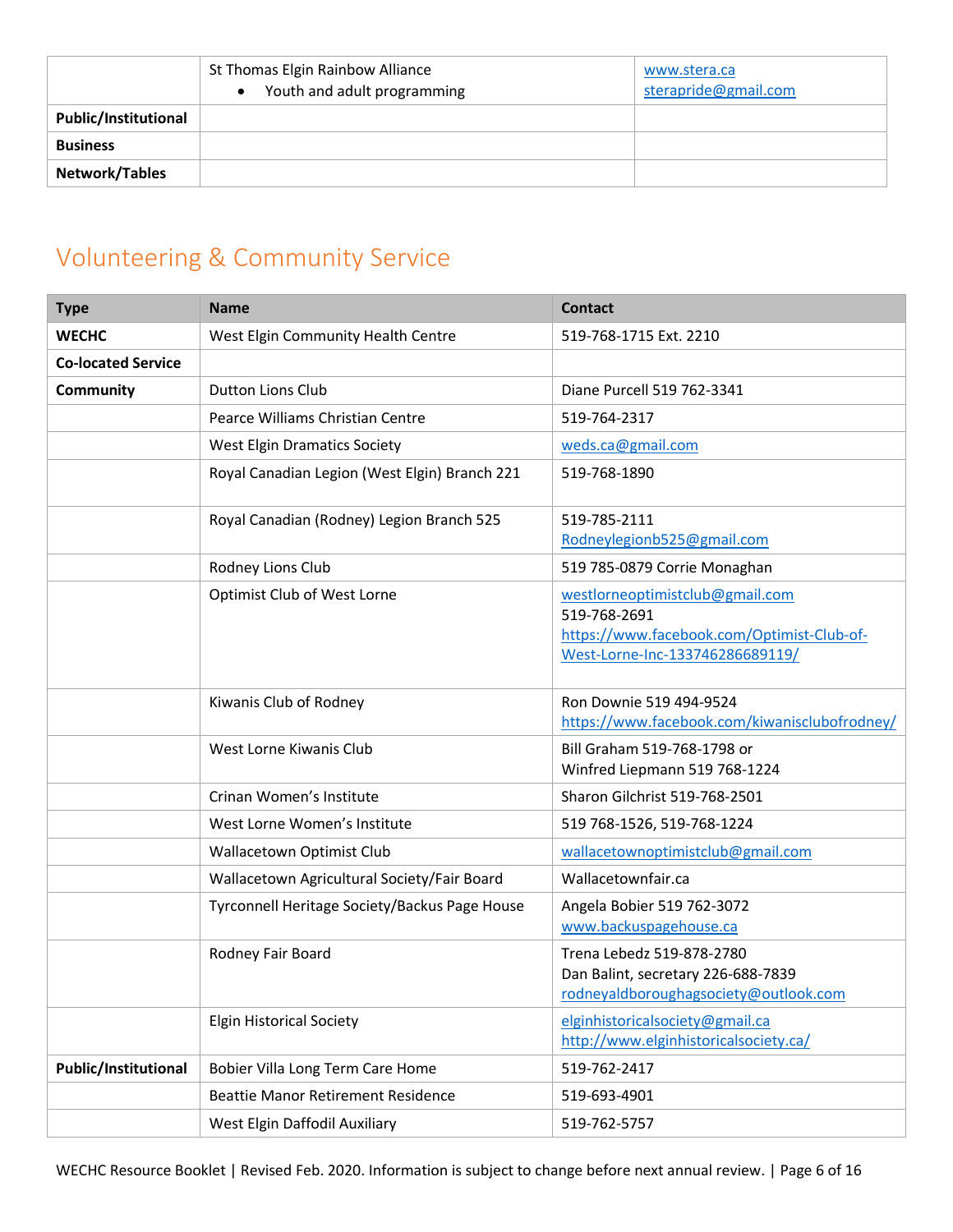| | | |
|---|---|---|
| | St Thomas Elgin Rainbow Alliance<br>• Youth and adult programming | www.stera.ca<br>sterapride@gmail.com |
| **Public/Institutional** | | |
| **Business** | | |
| **Network/Tables** | | |

## Volunteering & Community Service

| Type | Name | Contact |
|---|---|---|
| **WECHC** | West Elgin Community Health Centre | 519-768-1715 Ext. 2210 |
| **Co-located Service** | | |
| **Community** | Dutton Lions Club | Diane Purcell 519 762-3341 |
| | Pearce Williams Christian Centre | 519-764-2317 |
| | West Elgin Dramatics Society | weds.ca@gmail.com |
| | Royal Canadian Legion (West Elgin) Branch 221 | 519-768-1890 |
| | Royal Canadian (Rodney) Legion Branch 525 | 519-785-2111<br>Rodneylegionb525@gmail.com |
| | Rodney Lions Club | 519 785-0879 Corrie Monaghan |
| | Optimist Club of West Lorne | westlorneoptimistclub@gmail.com<br>519-768-2691<br>https://www.facebook.com/Optimist-Club-of-West-Lorne-Inc-133746286689119/ |
| | Kiwanis Club of Rodney | Ron Downie 519 494-9524<br>https://www.facebook.com/kiwanisclubofrodney/ |
| | West Lorne Kiwanis Club | Bill Graham 519-768-1798 or<br>Winfred Liepmann 519 768-1224 |
| | Crinan Women's Institute | Sharon Gilchrist 519-768-2501 |
| | West Lorne Women's Institute | 519 768-1526, 519-768-1224 |
| | Wallacetown Optimist Club | wallacetownoptimistclub@gmail.com |
| | Wallacetown Agricultural Society/Fair Board | Wallacetownfair.ca |
| | Tyrconnell Heritage Society/Backus Page House | Angela Bobier 519 762-3072<br>www.backuspagehouse.ca |
| | Rodney Fair Board | Trena Lebedz 519-878-2780<br>Dan Balint, secretary 226-688-7839<br>rodneyaldboroughagsociety@outlook.com |
| | Elgin Historical Society | elginhistoricalsociety@gmail.ca<br>http://www.elginhistoricalsociety.ca/ |
| **Public/Institutional** | Bobier Villa Long Term Care Home | 519-762-2417 |
| | Beattie Manor Retirement Residence | 519-693-4901 |
| | West Elgin Daffodil Auxiliary | 519-762-5757 |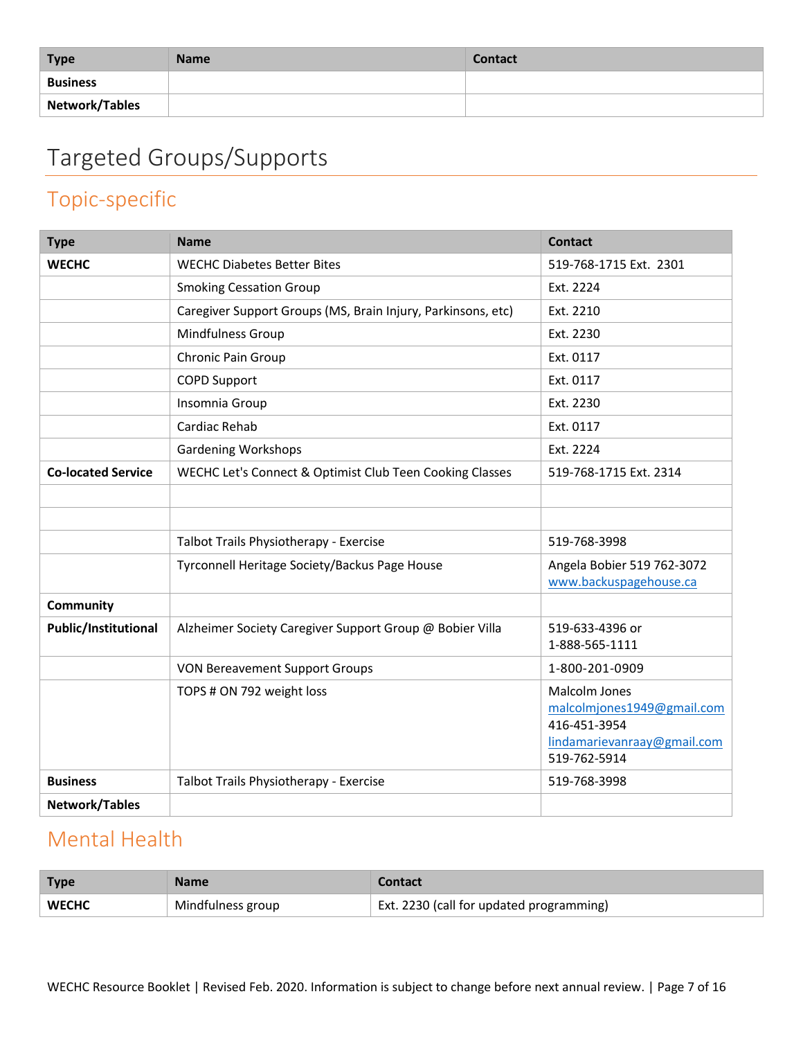| Type | Name | Contact |
|---|---|---|
| **Business** | | |
| **Network/Tables** | | |

# Targeted Groups/Supports

## Topic-specific

| Type | Name | Contact |
|---|---|---|
| **WECHC** | WECHC Diabetes Better Bites | 519-768-1715 Ext. 2301 |
| | Smoking Cessation Group | Ext. 2224 |
| | Caregiver Support Groups (MS, Brain Injury, Parkinsons, etc) | Ext. 2210 |
| | Mindfulness Group | Ext. 2230 |
| | Chronic Pain Group | Ext. 0117 |
| | COPD Support | Ext. 0117 |
| | Insomnia Group | Ext. 2230 |
| | Cardiac Rehab | Ext. 0117 |
| | Gardening Workshops | Ext. 2224 |
| **Co-located Service** | WECHC Let's Connect & Optimist Club Teen Cooking Classes | 519-768-1715 Ext. 2314 |
| | | |
| | | |
| | Talbot Trails Physiotherapy - Exercise | 519-768-3998 |
| | Tyrconnell Heritage Society/Backus Page House | Angela Bobier 519 762-3072 www.backuspagehouse.ca |
| **Community** | | |
| **Public/Institutional** | Alzheimer Society Caregiver Support Group @ Bobier Villa | 519-633-4396 or 1-888-565-1111 |
| | VON Bereavement Support Groups | 1-800-201-0909 |
| | TOPS # ON 792 weight loss | Malcolm Jones malcolmjones1949@gmail.com 416-451-3954 lindamarievanraay@gmail.com 519-762-5914 |
| **Business** | Talbot Trails Physiotherapy - Exercise | 519-768-3998 |
| **Network/Tables** | | |

## Mental Health

| Type | Name | Contact |
|---|---|---|
| **WECHC** | Mindfulness group | Ext. 2230 (call for updated programming) |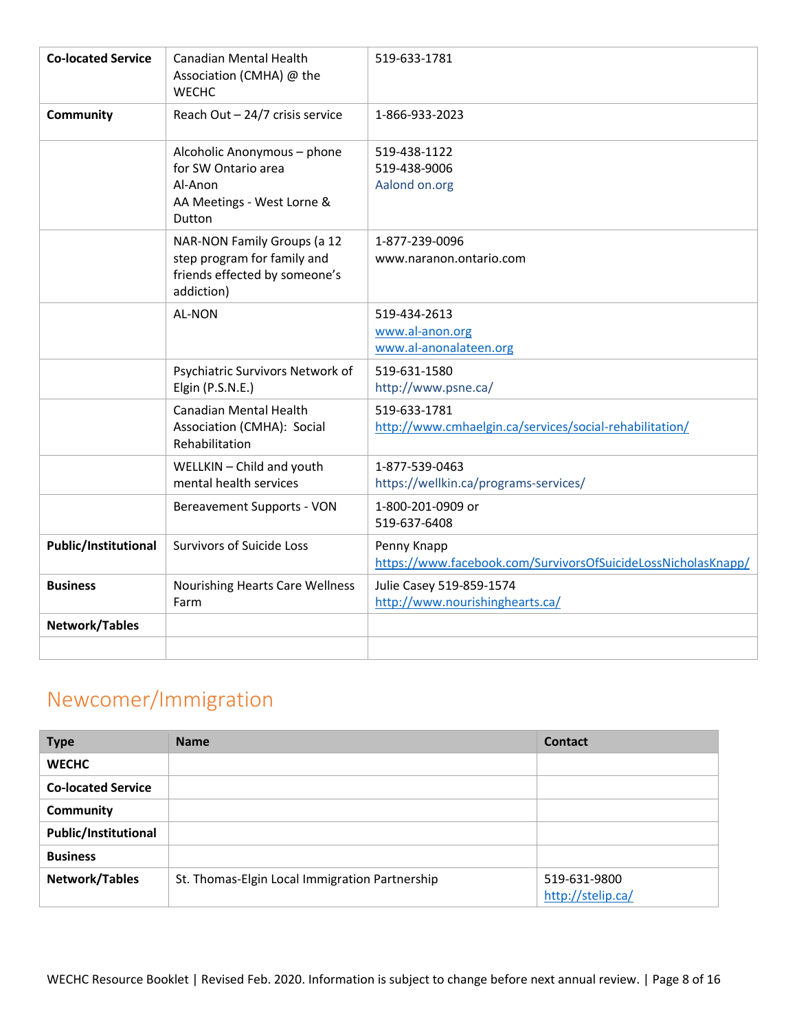| | | |
|---|---|---|
| **Co-located Service** | Canadian Mental Health Association (CMHA) @ the WECHC | 519-633-1781 |
| **Community** | Reach Out – 24/7 crisis service | 1-866-933-2023 |
| | Alcoholic Anonymous – phone for SW Ontario area<br>Al-Anon<br>AA Meetings - West Lorne & Dutton | 519-438-1122<br>519-438-9006<br>Aalond on.org |
| | NAR-NON Family Groups (a 12 step program for family and friends effected by someone's addiction) | 1-877-239-0096<br>www.naranon.ontario.com |
| | AL-NON | 519-434-2613<br>www.al-anon.org<br>www.al-anonalateen.org |
| | Psychiatric Survivors Network of Elgin (P.S.N.E.) | 519-631-1580<br>http://www.psne.ca/ |
| | Canadian Mental Health Association (CMHA): Social Rehabilitation | 519-633-1781<br>http://www.cmhaelgin.ca/services/social-rehabilitation/ |
| | WELLKIN – Child and youth mental health services | 1-877-539-0463<br>https://wellkin.ca/programs-services/ |
| | Bereavement Supports - VON | 1-800-201-0909 or<br>519-637-6408 |
| **Public/Institutional** | Survivors of Suicide Loss | Penny Knapp<br>https://www.facebook.com/SurvivorsOfSuicideLossNicholasKnapp/ |
| **Business** | Nourishing Hearts Care Wellness Farm | Julie Casey 519-859-1574<br>http://www.nourishinghearts.ca/ |
| **Network/Tables** | | |
| | | |

## Newcomer/Immigration

| Type | Name | Contact |
|---|---|---|
| **WECHC** | | |
| **Co-located Service** | | |
| **Community** | | |
| **Public/Institutional** | | |
| **Business** | | |
| **Network/Tables** | St. Thomas-Elgin Local Immigration Partnership | 519-631-9800<br>http://stelip.ca/ |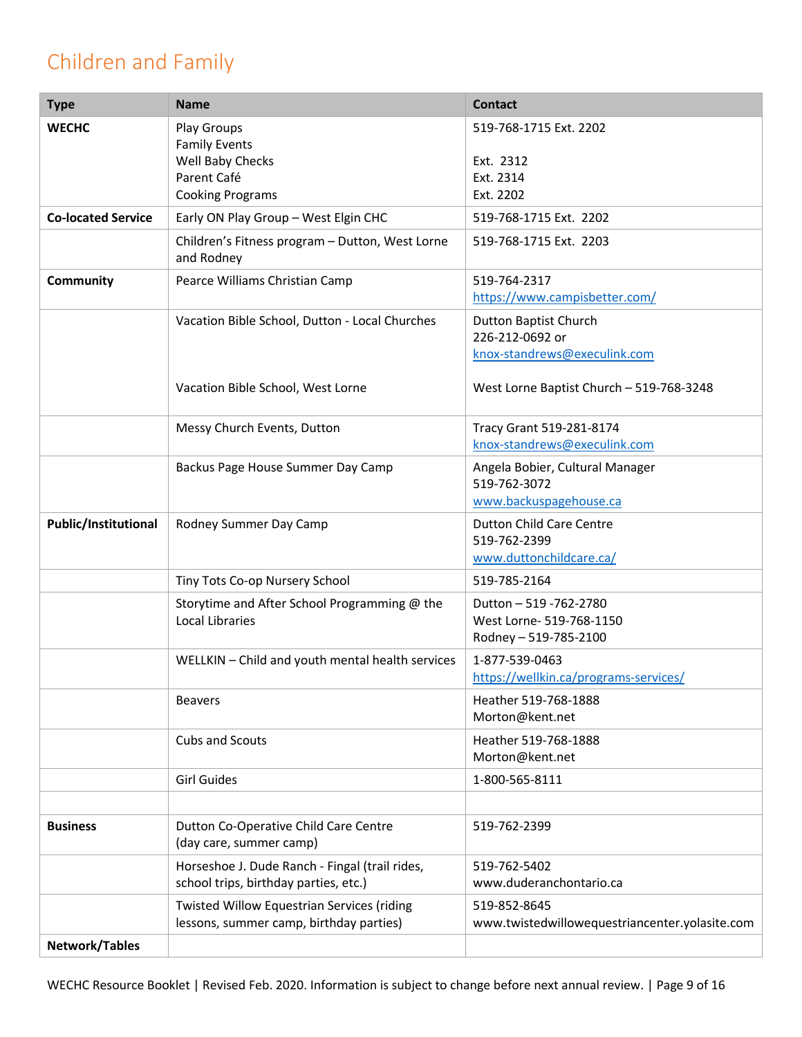## Children and Family

| Type | Name | Contact |
|---|---|---|
| **WECHC** | Play Groups<br>Family Events<br>Well Baby Checks<br>Parent Café<br>Cooking Programs | 519-768-1715 Ext. 2202<br><br>Ext. 2312<br>Ext. 2314<br>Ext. 2202 |
| **Co-located Service** | Early ON Play Group – West Elgin CHC | 519-768-1715 Ext. 2202 |
| | Children's Fitness program – Dutton, West Lorne and Rodney | 519-768-1715 Ext. 2203 |
| **Community** | Pearce Williams Christian Camp | 519-764-2317<br>https://www.campisbetter.com/ |
| | Vacation Bible School, Dutton - Local Churches<br><br>Vacation Bible School, West Lorne | Dutton Baptist Church<br>226-212-0692 or<br>knox-standrews@execulink.com<br><br>West Lorne Baptist Church – 519-768-3248 |
| | Messy Church Events, Dutton | Tracy Grant 519-281-8174<br>knox-standrews@execulink.com |
| | Backus Page House Summer Day Camp | Angela Bobier, Cultural Manager<br>519-762-3072<br>www.backuspagehouse.ca |
| **Public/Institutional** | Rodney Summer Day Camp | Dutton Child Care Centre<br>519-762-2399<br>www.duttonchildcare.ca/ |
| | Tiny Tots Co-op Nursery School | 519-785-2164 |
| | Storytime and After School Programming @ the Local Libraries | Dutton – 519 -762-2780<br>West Lorne- 519-768-1150<br>Rodney – 519-785-2100 |
| | WELLKIN – Child and youth mental health services | 1-877-539-0463<br>https://wellkin.ca/programs-services/ |
| | Beavers | Heather 519-768-1888<br>Morton@kent.net |
| | Cubs and Scouts | Heather 519-768-1888<br>Morton@kent.net |
| | Girl Guides | 1-800-565-8111 |
| | | |
| **Business** | Dutton Co-Operative Child Care Centre (day care, summer camp) | 519-762-2399 |
| | Horseshoe J. Dude Ranch - Fingal (trail rides, school trips, birthday parties, etc.) | 519-762-5402<br>www.duderanchontario.ca |
| | Twisted Willow Equestrian Services (riding lessons, summer camp, birthday parties) | 519-852-8645<br>www.twistedwillowequestriancenter.yolasite.com |
| **Network/Tables** | | |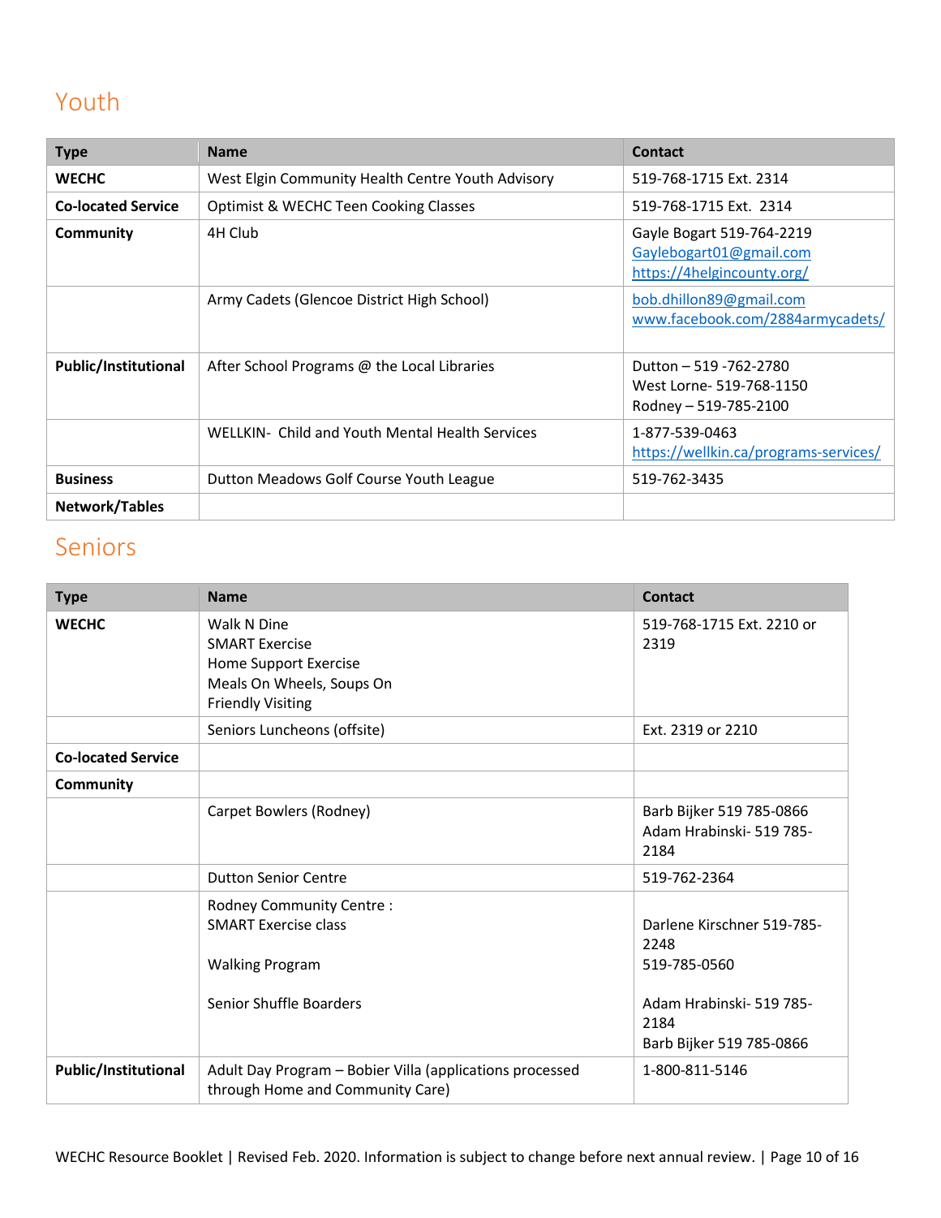## Youth

| Type | Name | Contact |
|---|---|---|
| **WECHC** | West Elgin Community Health Centre Youth Advisory | 519-768-1715 Ext. 2314 |
| **Co-located Service** | Optimist & WECHC Teen Cooking Classes | 519-768-1715 Ext. 2314 |
| **Community** | 4H Club | Gayle Bogart 519-764-2219<br>Gaylebogart01@gmail.com<br>https://4helgincounty.org/ |
| | Army Cadets (Glencoe District High School) | bob.dhillon89@gmail.com<br>www.facebook.com/2884armycadets/ |
| **Public/Institutional** | After School Programs @ the Local Libraries | Dutton – 519 -762-2780<br>West Lorne- 519-768-1150<br>Rodney – 519-785-2100 |
| | WELLKIN- Child and Youth Mental Health Services | 1-877-539-0463<br>https://wellkin.ca/programs-services/ |
| **Business** | Dutton Meadows Golf Course Youth League | 519-762-3435 |
| **Network/Tables** | | |

## Seniors

| Type | Name | Contact |
|---|---|---|
| **WECHC** | Walk N Dine<br>SMART Exercise<br>Home Support Exercise<br>Meals On Wheels, Soups On<br>Friendly Visiting | 519-768-1715 Ext. 2210 or 2319 |
| | Seniors Luncheons (offsite) | Ext. 2319 or 2210 |
| **Co-located Service** | | |
| **Community** | | |
| | Carpet Bowlers (Rodney) | Barb Bijker 519 785-0866<br>Adam Hrabinski- 519 785-2184 |
| | Dutton Senior Centre | 519-762-2364 |
| | Rodney Community Centre :<br>SMART Exercise class<br><br>Walking Program<br><br>Senior Shuffle Boarders | <br>Darlene Kirschner 519-785-2248<br>519-785-0560<br><br>Adam Hrabinski- 519 785-2184<br>Barb Bijker 519 785-0866 |
| **Public/Institutional** | Adult Day Program – Bobier Villa (applications processed through Home and Community Care) | 1-800-811-5146 |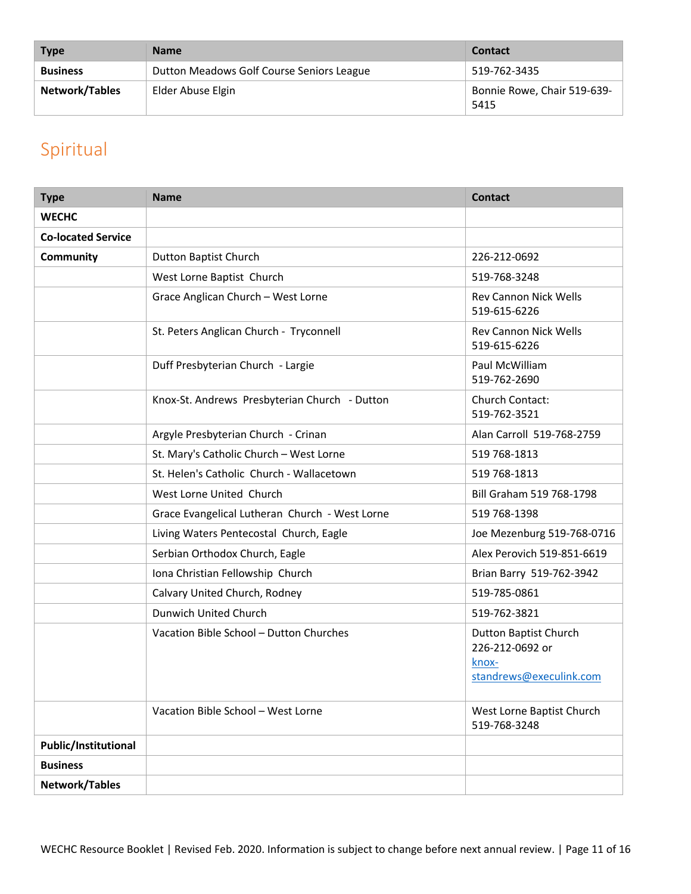| Type | Name | Contact |
| --- | --- | --- |
| **Business** | Dutton Meadows Golf Course Seniors League | 519-762-3435 |
| **Network/Tables** | Elder Abuse Elgin | Bonnie Rowe, Chair 519-639-5415 |

## Spiritual

| Type | Name | Contact |
| --- | --- | --- |
| **WECHC** | | |
| **Co-located Service** | | |
| **Community** | Dutton Baptist Church | 226-212-0692 |
| | West Lorne Baptist Church | 519-768-3248 |
| | Grace Anglican Church – West Lorne | Rev Cannon Nick Wells 519-615-6226 |
| | St. Peters Anglican Church - Tryconnell | Rev Cannon Nick Wells 519-615-6226 |
| | Duff Presbyterian Church - Largie | Paul McWilliam 519-762-2690 |
| | Knox-St. Andrews Presbyterian Church - Dutton | Church Contact: 519-762-3521 |
| | Argyle Presbyterian Church - Crinan | Alan Carroll 519-768-2759 |
| | St. Mary's Catholic Church – West Lorne | 519 768-1813 |
| | St. Helen's Catholic Church - Wallacetown | 519 768-1813 |
| | West Lorne United Church | Bill Graham 519 768-1798 |
| | Grace Evangelical Lutheran Church - West Lorne | 519 768-1398 |
| | Living Waters Pentecostal Church, Eagle | Joe Mezenburg 519-768-0716 |
| | Serbian Orthodox Church, Eagle | Alex Perovich 519-851-6619 |
| | Iona Christian Fellowship Church | Brian Barry 519-762-3942 |
| | Calvary United Church, Rodney | 519-785-0861 |
| | Dunwich United Church | 519-762-3821 |
| | Vacation Bible School – Dutton Churches | Dutton Baptist Church 226-212-0692 or knox-standrews@execulink.com |
| | Vacation Bible School – West Lorne | West Lorne Baptist Church 519-768-3248 |
| **Public/Institutional** | | |
| **Business** | | |
| **Network/Tables** | | |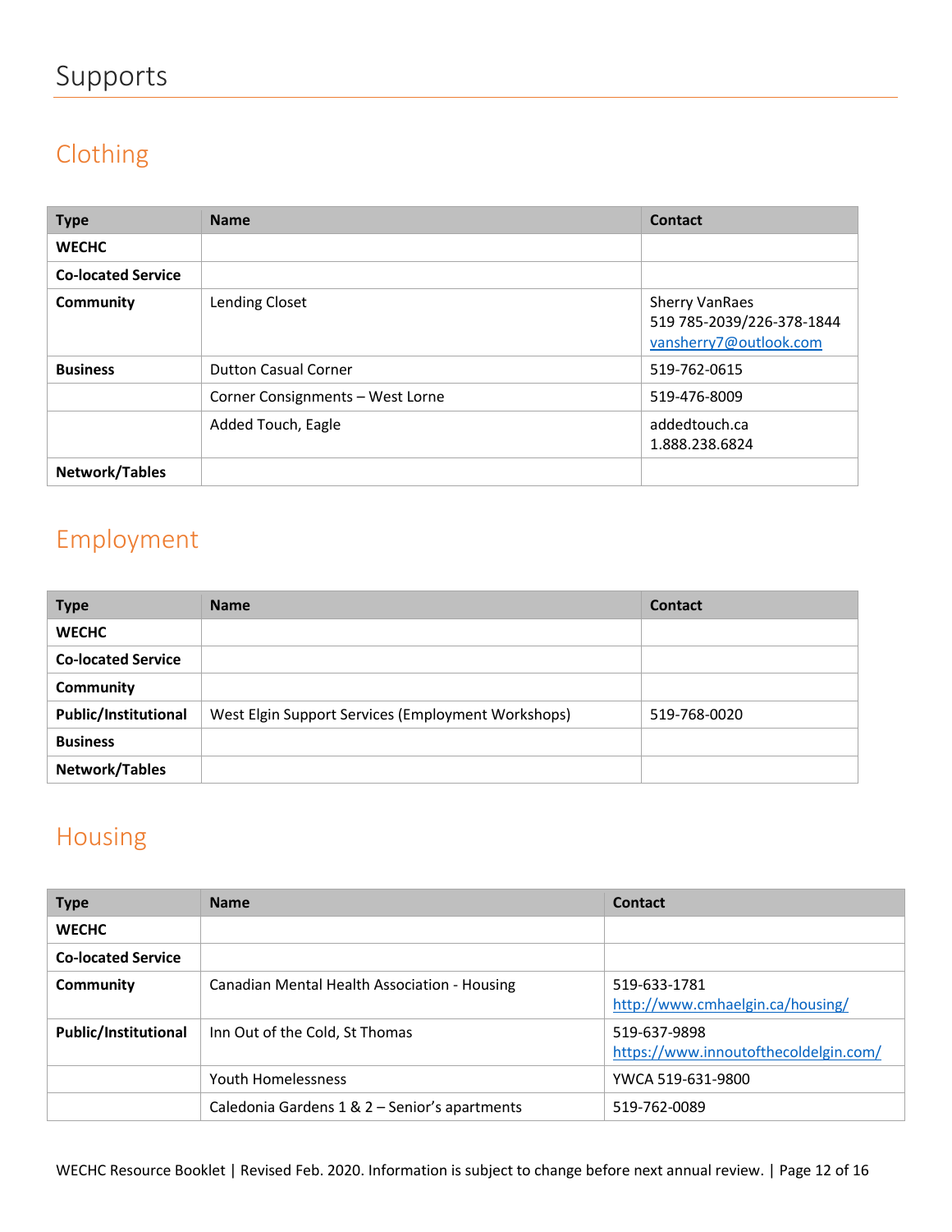# Supports

## Clothing

| Type | Name | Contact |
|---|---|---|
| **WECHC** | | |
| **Co-located Service** | | |
| **Community** | Lending Closet | Sherry VanRaes<br>519 785-2039/226-378-1844<br>vansherry7@outlook.com |
| **Business** | Dutton Casual Corner | 519-762-0615 |
| | Corner Consignments – West Lorne | 519-476-8009 |
| | Added Touch, Eagle | addedtouch.ca<br>1.888.238.6824 |
| **Network/Tables** | | |

## Employment

| Type | Name | Contact |
|---|---|---|
| **WECHC** | | |
| **Co-located Service** | | |
| **Community** | | |
| **Public/Institutional** | West Elgin Support Services (Employment Workshops) | 519-768-0020 |
| **Business** | | |
| **Network/Tables** | | |

## Housing

| Type | Name | Contact |
|---|---|---|
| **WECHC** | | |
| **Co-located Service** | | |
| **Community** | Canadian Mental Health Association - Housing | 519-633-1781<br>http://www.cmhaelgin.ca/housing/ |
| **Public/Institutional** | Inn Out of the Cold, St Thomas | 519-637-9898<br>https://www.innoutofthecoldelgin.com/ |
| | Youth Homelessness | YWCA 519-631-9800 |
| | Caledonia Gardens 1 & 2 – Senior's apartments | 519-762-0089 |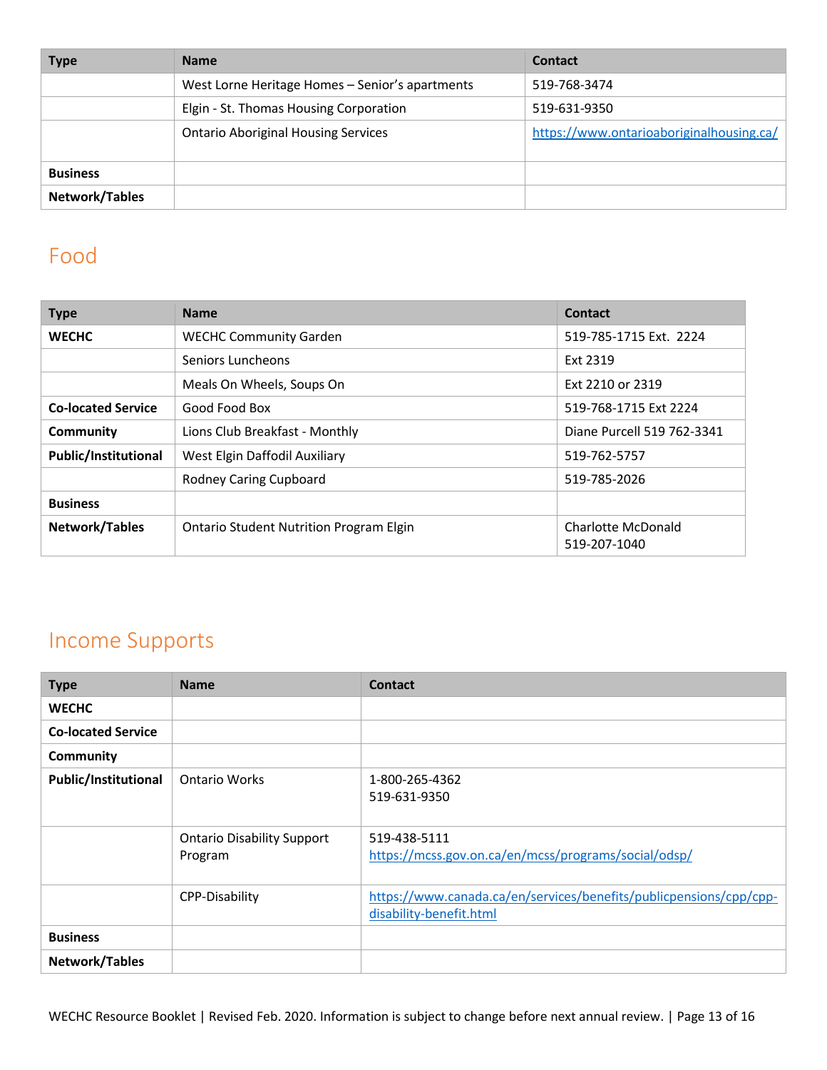| Type | Name | Contact |
|---|---|---|
| | West Lorne Heritage Homes – Senior's apartments | 519-768-3474 |
| | Elgin - St. Thomas Housing Corporation | 519-631-9350 |
| | Ontario Aboriginal Housing Services | https://www.ontarioaboriginalhousing.ca/ |
| **Business** | | |
| **Network/Tables** | | |

## Food

| Type | Name | Contact |
|---|---|---|
| **WECHC** | WECHC Community Garden | 519-785-1715 Ext. 2224 |
| | Seniors Luncheons | Ext 2319 |
| | Meals On Wheels, Soups On | Ext 2210 or 2319 |
| **Co-located Service** | Good Food Box | 519-768-1715 Ext 2224 |
| **Community** | Lions Club Breakfast - Monthly | Diane Purcell 519 762-3341 |
| **Public/Institutional** | West Elgin Daffodil Auxiliary | 519-762-5757 |
| | Rodney Caring Cupboard | 519-785-2026 |
| **Business** | | |
| **Network/Tables** | Ontario Student Nutrition Program Elgin | Charlotte McDonald 519-207-1040 |

## Income Supports

| Type | Name | Contact |
|---|---|---|
| **WECHC** | | |
| **Co-located Service** | | |
| **Community** | | |
| **Public/Institutional** | Ontario Works | 1-800-265-4362<br>519-631-9350 |
| | Ontario Disability Support Program | 519-438-5111<br>https://mcss.gov.on.ca/en/mcss/programs/social/odsp/ |
| | CPP-Disability | https://www.canada.ca/en/services/benefits/publicpensions/cpp/cpp-disability-benefit.html |
| **Business** | | |
| **Network/Tables** | | |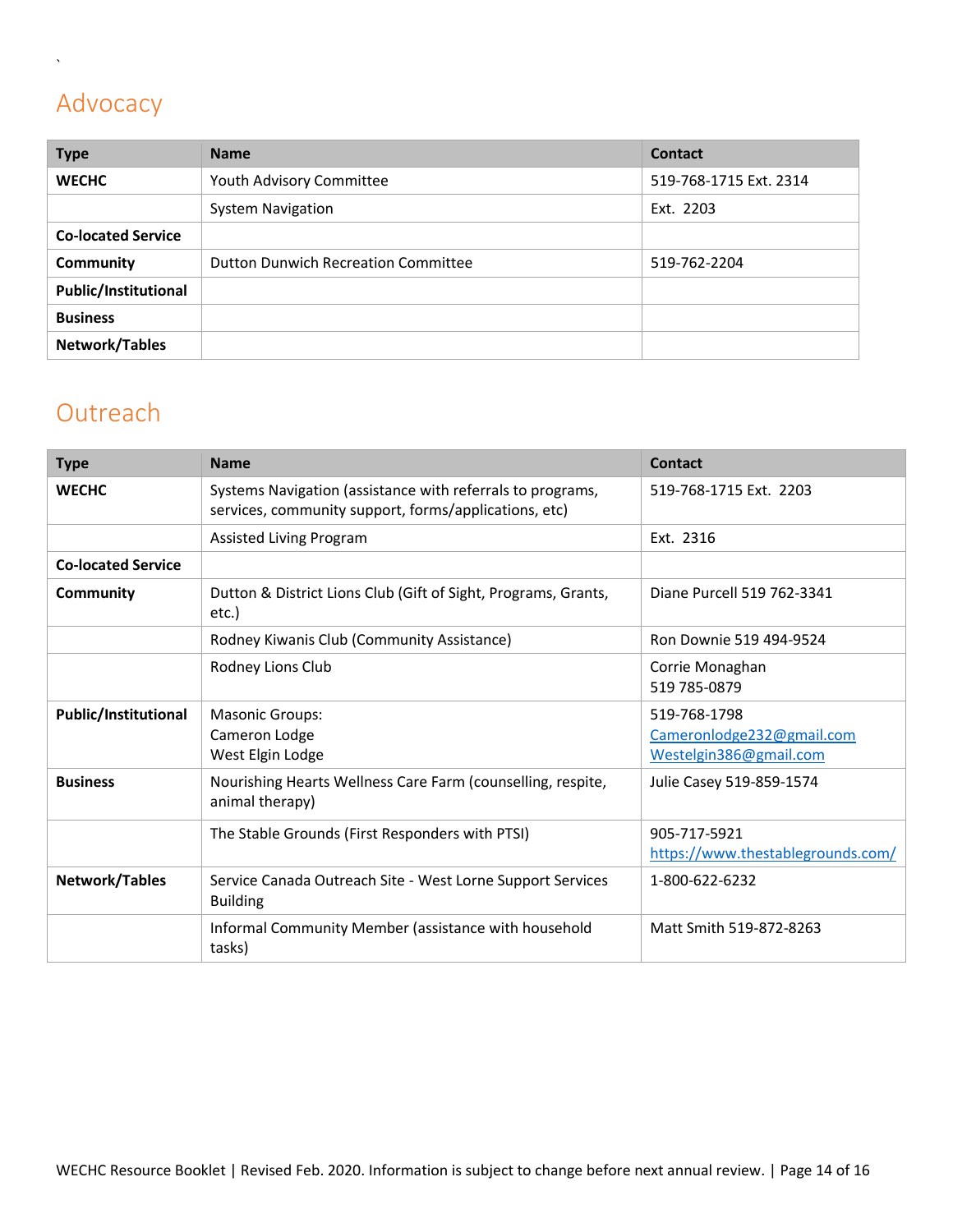## Advocacy

| Type | Name | Contact |
|---|---|---|
| **WECHC** | Youth Advisory Committee | 519-768-1715 Ext. 2314 |
| | System Navigation | Ext. 2203 |
| **Co-located Service** | | |
| **Community** | Dutton Dunwich Recreation Committee | 519-762-2204 |
| **Public/Institutional** | | |
| **Business** | | |
| **Network/Tables** | | |

## Outreach

| Type | Name | Contact |
|---|---|---|
| **WECHC** | Systems Navigation (assistance with referrals to programs, services, community support, forms/applications, etc) | 519-768-1715 Ext. 2203 |
| | Assisted Living Program | Ext. 2316 |
| **Co-located Service** | | |
| **Community** | Dutton & District Lions Club (Gift of Sight, Programs, Grants, etc.) | Diane Purcell 519 762-3341 |
| | Rodney Kiwanis Club (Community Assistance) | Ron Downie 519 494-9524 |
| | Rodney Lions Club | Corrie Monaghan 519 785-0879 |
| **Public/Institutional** | Masonic Groups: Cameron Lodge West Elgin Lodge | 519-768-1798 Cameronlodge232@gmail.com Westelgin386@gmail.com |
| **Business** | Nourishing Hearts Wellness Care Farm (counselling, respite, animal therapy) | Julie Casey 519-859-1574 |
| | The Stable Grounds (First Responders with PTSI) | 905-717-5921 https://www.thestablegrounds.com/ |
| **Network/Tables** | Service Canada Outreach Site - West Lorne Support Services Building | 1-800-622-6232 |
| | Informal Community Member (assistance with household tasks) | Matt Smith 519-872-8263 |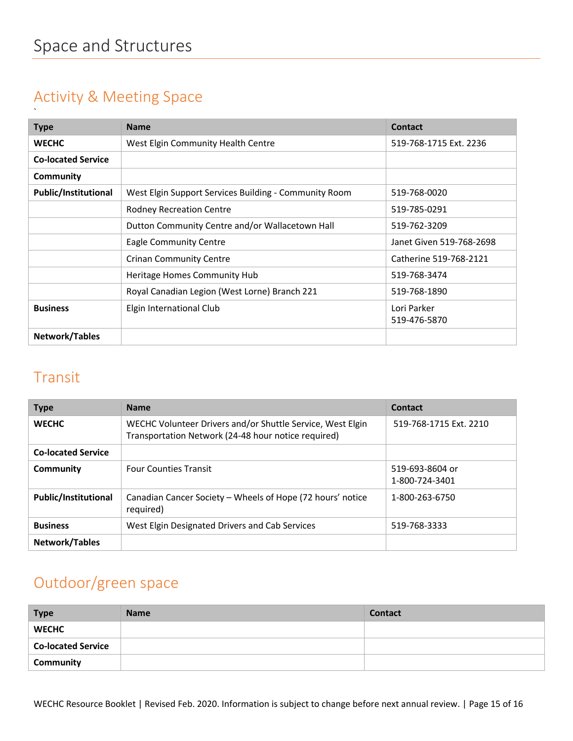# Space and Structures

## Activity & Meeting Space

`

| Type | Name | Contact |
|---|---|---|
| **WECHC** | West Elgin Community Health Centre | 519-768-1715 Ext. 2236 |
| **Co-located Service** | | |
| **Community** | | |
| **Public/Institutional** | West Elgin Support Services Building - Community Room | 519-768-0020 |
| | Rodney Recreation Centre | 519-785-0291 |
| | Dutton Community Centre and/or Wallacetown Hall | 519-762-3209 |
| | Eagle Community Centre | Janet Given 519-768-2698 |
| | Crinan Community Centre | Catherine 519-768-2121 |
| | Heritage Homes Community Hub | 519-768-3474 |
| | Royal Canadian Legion (West Lorne) Branch 221 | 519-768-1890 |
| **Business** | Elgin International Club | Lori Parker 519-476-5870 |
| **Network/Tables** | | |

## Transit

| Type | Name | Contact |
|---|---|---|
| **WECHC** | WECHC Volunteer Drivers and/or Shuttle Service, West Elgin Transportation Network (24-48 hour notice required) | 519-768-1715 Ext. 2210 |
| **Co-located Service** | | |
| **Community** | Four Counties Transit | 519-693-8604 or 1-800-724-3401 |
| **Public/Institutional** | Canadian Cancer Society – Wheels of Hope (72 hours' notice required) | 1-800-263-6750 |
| **Business** | West Elgin Designated Drivers and Cab Services | 519-768-3333 |
| **Network/Tables** | | |

## Outdoor/green space

| Type | Name | Contact |
|---|---|---|
| **WECHC** | | |
| **Co-located Service** | | |
| **Community** | | |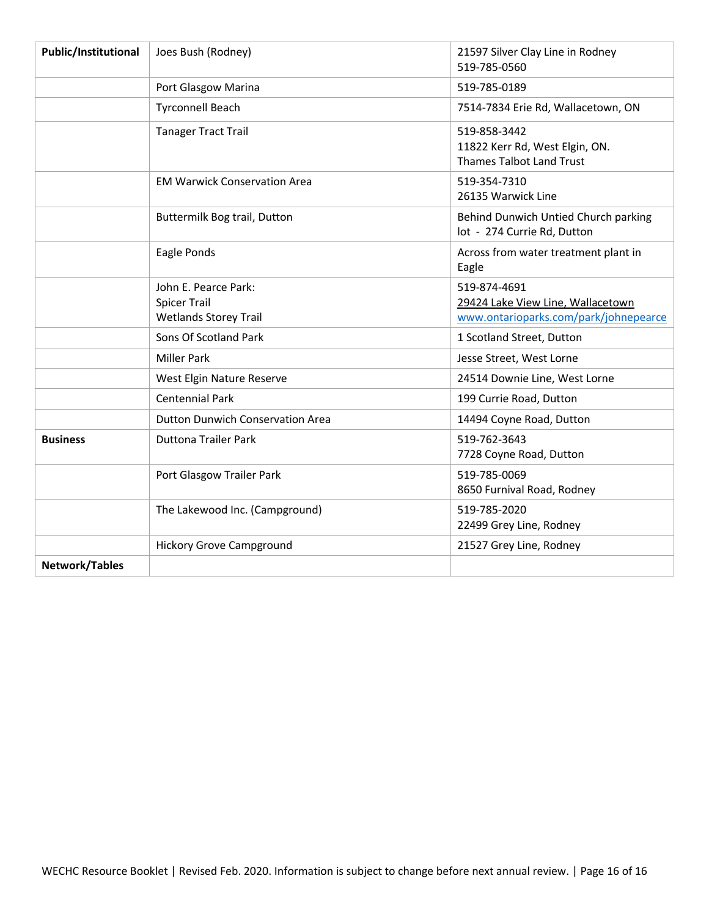| | | |
|---|---|---|
| **Public/Institutional** | Joes Bush (Rodney) | 21597 Silver Clay Line in Rodney<br>519-785-0560 |
| | Port Glasgow Marina | 519-785-0189 |
| | Tyrconnell Beach | 7514-7834 Erie Rd, Wallacetown, ON |
| | Tanager Tract Trail | 519-858-3442<br>11822 Kerr Rd, West Elgin, ON.<br>Thames Talbot Land Trust |
| | EM Warwick Conservation Area | 519-354-7310<br>26135 Warwick Line |
| | Buttermilk Bog trail, Dutton | Behind Dunwich Untied Church parking lot - 274 Currie Rd, Dutton |
| | Eagle Ponds | Across from water treatment plant in Eagle |
| | John E. Pearce Park:<br>Spicer Trail<br>Wetlands Storey Trail | 519-874-4691<br>29424 Lake View Line, Wallacetown<br>www.ontarioparks.com/park/johnepearce |
| | Sons Of Scotland Park | 1 Scotland Street, Dutton |
| | Miller Park | Jesse Street, West Lorne |
| | West Elgin Nature Reserve | 24514 Downie Line, West Lorne |
| | Centennial Park | 199 Currie Road, Dutton |
| | Dutton Dunwich Conservation Area | 14494 Coyne Road, Dutton |
| **Business** | Duttona Trailer Park | 519-762-3643<br>7728 Coyne Road, Dutton |
| | Port Glasgow Trailer Park | 519-785-0069<br>8650 Furnival Road, Rodney |
| | The Lakewood Inc. (Campground) | 519-785-2020<br>22499 Grey Line, Rodney |
| | Hickory Grove Campground | 21527 Grey Line, Rodney |
| **Network/Tables** | | |